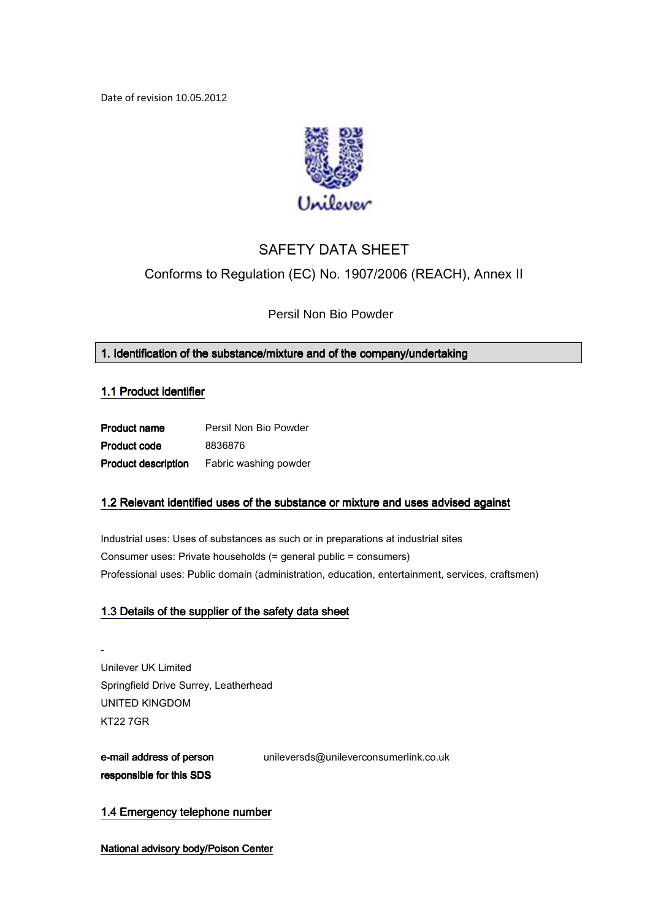Date of revision 10.05.2012

# SAFETY DATA SHEET

Conforms to Regulation (EC) No. 1907/2006 (REACH), Annex II

Persil Non Bio Powder

## 1. Identification of the substance/mixture and of the company/undertaking

### 1.1 Product identifier

| | |
|---|---|
| **Product name** | Persil Non Bio Powder |
| **Product code** | 8836876 |
| **Product description** | Fabric washing powder |

### 1.2 Relevant identified uses of the substance or mixture and uses advised against

Industrial uses: Uses of substances as such or in preparations at industrial sites

Consumer uses: Private households (= general public = consumers)

Professional uses: Public domain (administration, education, entertainment, services, craftsmen)

### 1.3 Details of the supplier of the safety data sheet

-

Unilever UK Limited

Springfield Drive Surrey, Leatherhead

UNITED KINGDOM

KT22 7GR

**e-mail address of person responsible for this SDS** unileversds@unileverconsumerlink.co.uk

### 1.4 Emergency telephone number

**National advisory body/Poison Center**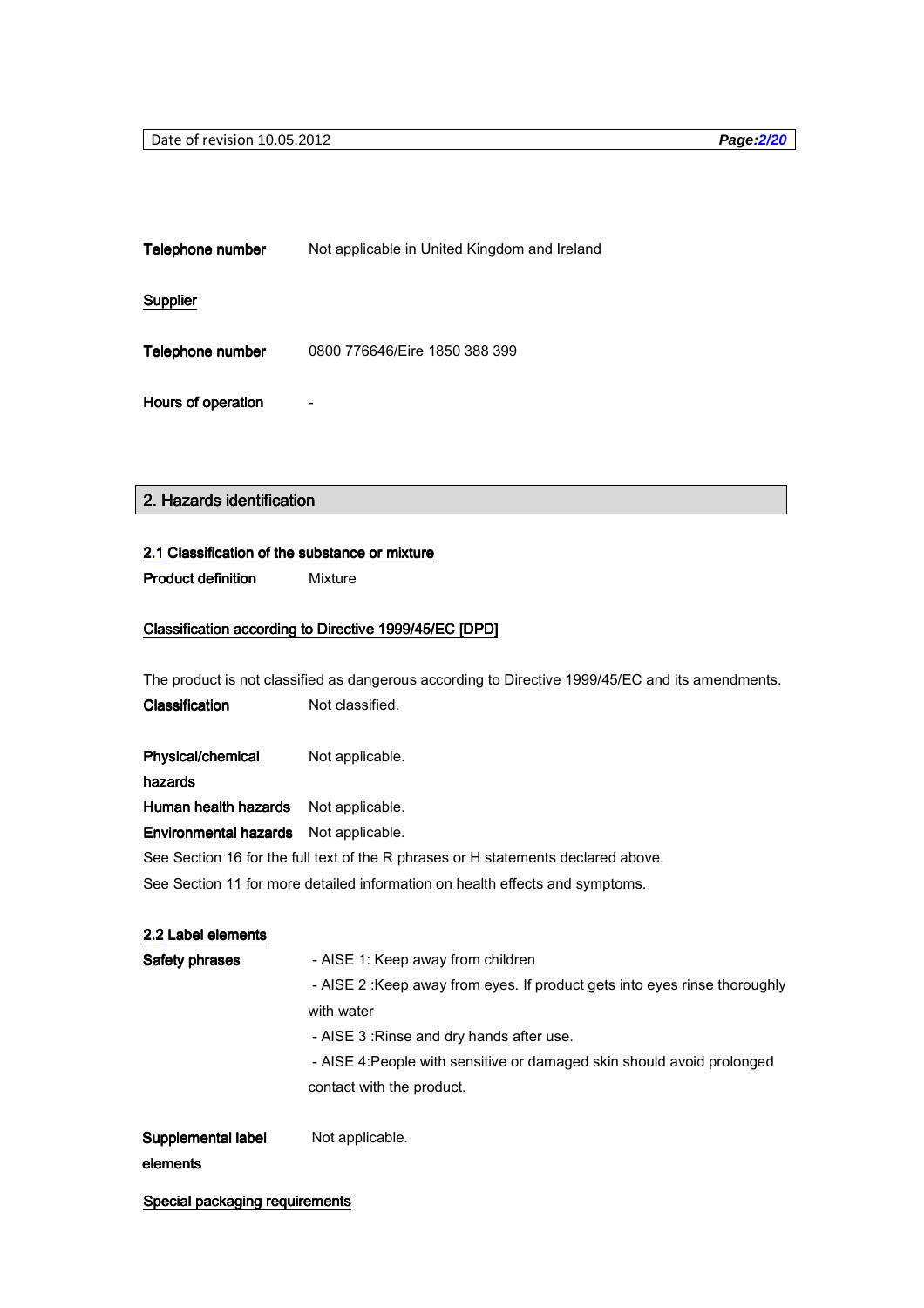**Telephone number** Not applicable in United Kingdom and Ireland

**Supplier**

**Telephone number** 0800 776646/Eire 1850 388 399

**Hours of operation** -

## 2. Hazards identification

### 2.1 Classification of the substance or mixture

**Product definition** Mixture

**Classification according to Directive 1999/45/EC [DPD]**

The product is not classified as dangerous according to Directive 1999/45/EC and its amendments.

**Classification** Not classified.

**Physical/chemical hazards** Not applicable.

**Human health hazards** Not applicable.

**Environmental hazards** Not applicable.

See Section 16 for the full text of the R phrases or H statements declared above.

See Section 11 for more detailed information on health effects and symptoms.

### 2.2 Label elements

**Safety phrases**

- AISE 1: Keep away from children
- AISE 2 :Keep away from eyes. If product gets into eyes rinse thoroughly with water
- AISE 3 :Rinse and dry hands after use.
- AISE 4:People with sensitive or damaged skin should avoid prolonged contact with the product.

**Supplemental label elements** Not applicable.

**Special packaging requirements**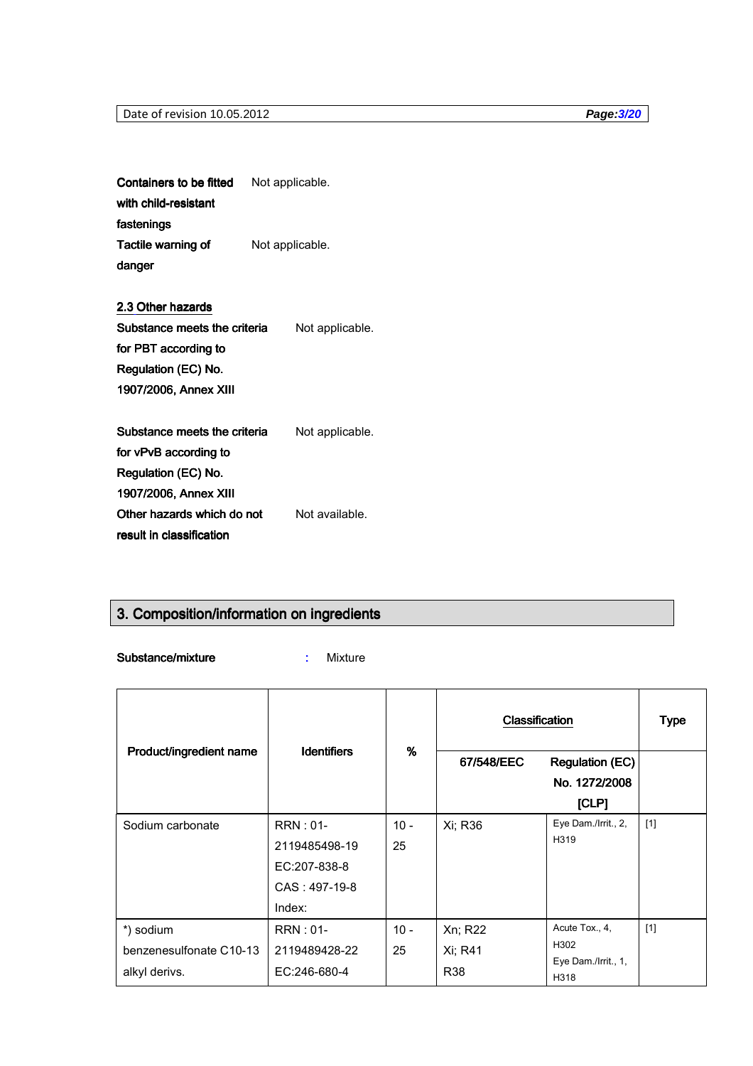**Containers to be fitted with child-resistant fastenings** Not applicable.

**Tactile warning of danger** Not applicable.

## 2.3 Other hazards

**Substance meets the criteria for PBT according to Regulation (EC) No. 1907/2006, Annex XIII** Not applicable.

**Substance meets the criteria for vPvB according to Regulation (EC) No. 1907/2006, Annex XIII** Not applicable.

**Other hazards which do not result in classification** Not available.

# 3. Composition/information on ingredients

**Substance/mixture** : Mixture

| Product/ingredient name | Identifiers | % | Classification | | Type |
|---|---|---|---|---|---|
| | | | 67/548/EEC | Regulation (EC) No. 1272/2008 [CLP] | |
| Sodium carbonate | RRN : 01-2119485498-19<br>EC:207-838-8<br>CAS : 497-19-8<br>Index: | 10 - 25 | Xi; R36 | Eye Dam./Irrit., 2, H319 | [1] |
| *) sodium benzenesulfonate C10-13 alkyl derivs. | RRN : 01-2119489428-22<br>EC:246-680-4 | 10 - 25 | Xn; R22<br>Xi; R41<br>R38 | Acute Tox., 4, H302<br>Eye Dam./Irrit., 1, H318 | [1] |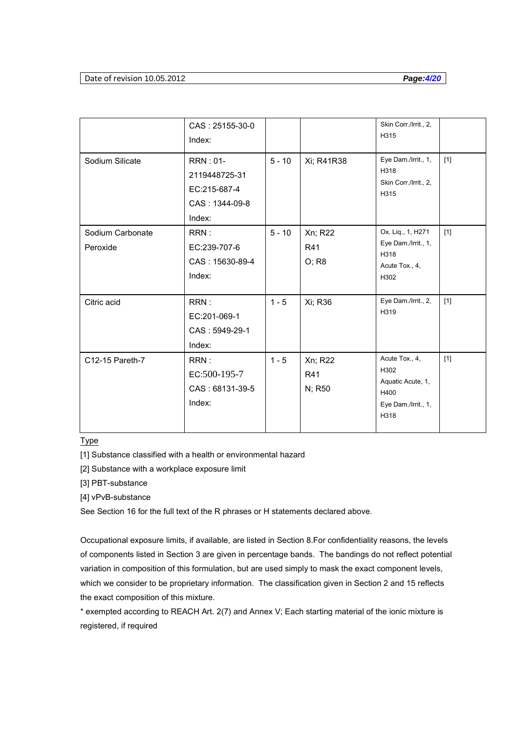| | | | | | |
|---|---|---|---|---|---|
| | CAS : 25155-30-0<br>Index: | | | Skin Corr./Irrit., 2, H315 | |
| Sodium Silicate | RRN : 01-2119448725-31<br>EC:215-687-4<br>CAS : 1344-09-8<br>Index: | 5 - 10 | Xi; R41R38 | Eye Dam./Irrit., 1, H318<br>Skin Corr./Irrit., 2, H315 | [1] |
| Sodium Carbonate Peroxide | RRN :<br>EC:239-707-6<br>CAS : 15630-89-4<br>Index: | 5 - 10 | Xn; R22<br>R41<br>O; R8 | Ox. Liq., 1, H271<br>Eye Dam./Irrit., 1, H318<br>Acute Tox., 4, H302 | [1] |
| Citric acid | RRN :<br>EC:201-069-1<br>CAS : 5949-29-1<br>Index: | 1 - 5 | Xi; R36 | Eye Dam./Irrit., 2, H319 | [1] |
| C12-15 Pareth-7 | RRN :<br>EC:500-195-7<br>CAS : 68131-39-5<br>Index: | 1 - 5 | Xn; R22<br>R41<br>N; R50 | Acute Tox., 4, H302<br>Aquatic Acute, 1, H400<br>Eye Dam./Irrit., 1, H318 | [1] |

Type

[1] Substance classified with a health or environmental hazard

[2] Substance with a workplace exposure limit

[3] PBT-substance

[4] vPvB-substance

See Section 16 for the full text of the R phrases or H statements declared above.

Occupational exposure limits, if available, are listed in Section 8.For confidentiality reasons, the levels of components listed in Section 3 are given in percentage bands. The bandings do not reflect potential variation in composition of this formulation, but are used simply to mask the exact component levels, which we consider to be proprietary information. The classification given in Section 2 and 15 reflects the exact composition of this mixture.

* exempted according to REACH Art. 2(7) and Annex V; Each starting material of the ionic mixture is registered, if required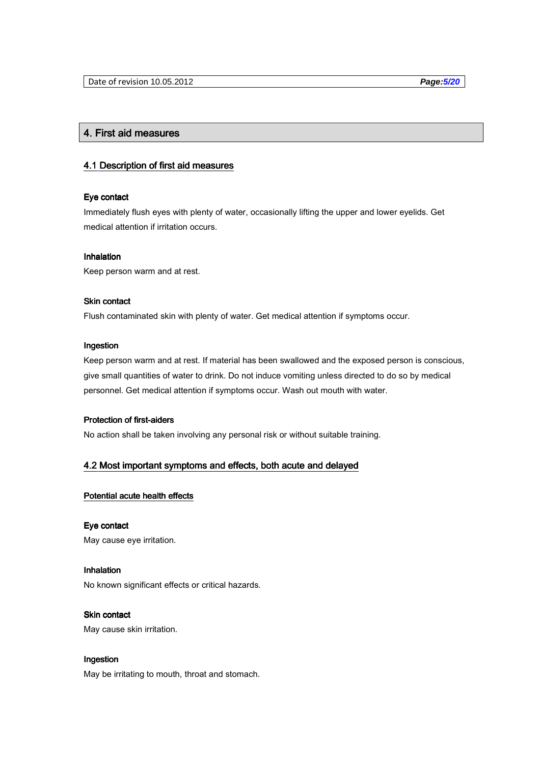## 4. First aid measures

### 4.1 Description of first aid measures

**Eye contact**

Immediately flush eyes with plenty of water, occasionally lifting the upper and lower eyelids. Get medical attention if irritation occurs.

**Inhalation**

Keep person warm and at rest.

**Skin contact**

Flush contaminated skin with plenty of water. Get medical attention if symptoms occur.

**Ingestion**

Keep person warm and at rest. If material has been swallowed and the exposed person is conscious, give small quantities of water to drink. Do not induce vomiting unless directed to do so by medical personnel. Get medical attention if symptoms occur. Wash out mouth with water.

**Protection of first-aiders**

No action shall be taken involving any personal risk or without suitable training.

### 4.2 Most important symptoms and effects, both acute and delayed

#### Potential acute health effects

**Eye contact**

May cause eye irritation.

**Inhalation**

No known significant effects or critical hazards.

**Skin contact**

May cause skin irritation.

**Ingestion**

May be irritating to mouth, throat and stomach.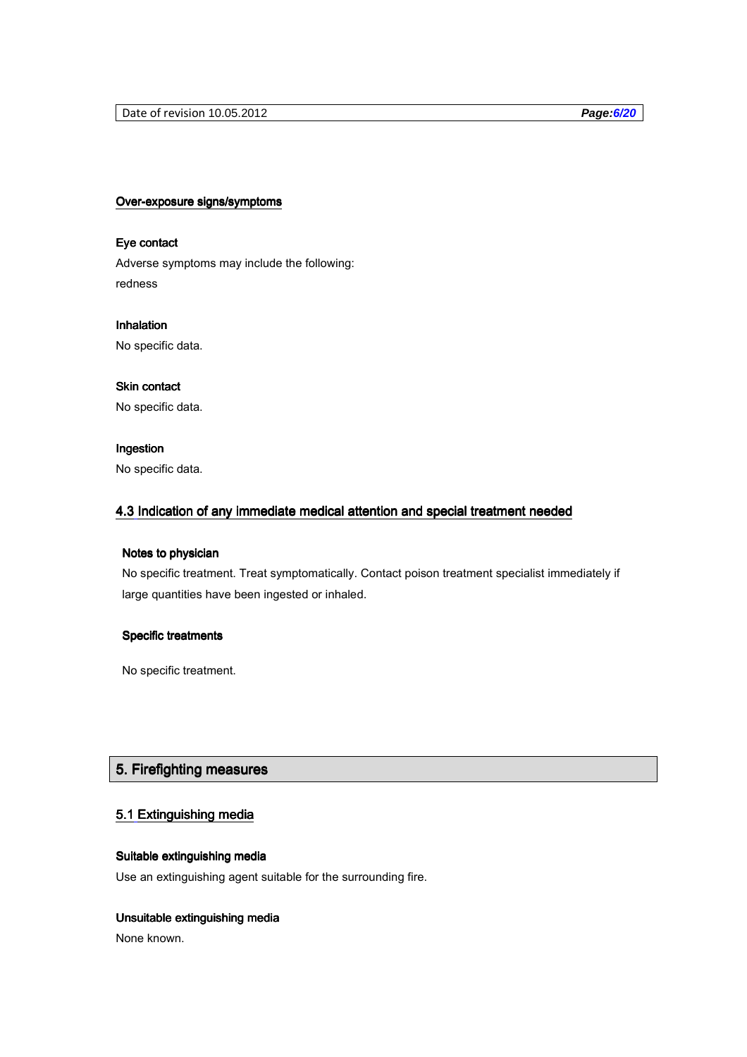### Over-exposure signs/symptoms

**Eye contact**

Adverse symptoms may include the following:
redness

**Inhalation**

No specific data.

**Skin contact**

No specific data.

**Ingestion**

No specific data.

### 4.3 Indication of any immediate medical attention and special treatment needed

**Notes to physician**

No specific treatment. Treat symptomatically. Contact poison treatment specialist immediately if large quantities have been ingested or inhaled.

**Specific treatments**

No specific treatment.

## 5. Firefighting measures

### 5.1 Extinguishing media

**Suitable extinguishing media**

Use an extinguishing agent suitable for the surrounding fire.

**Unsuitable extinguishing media**

None known.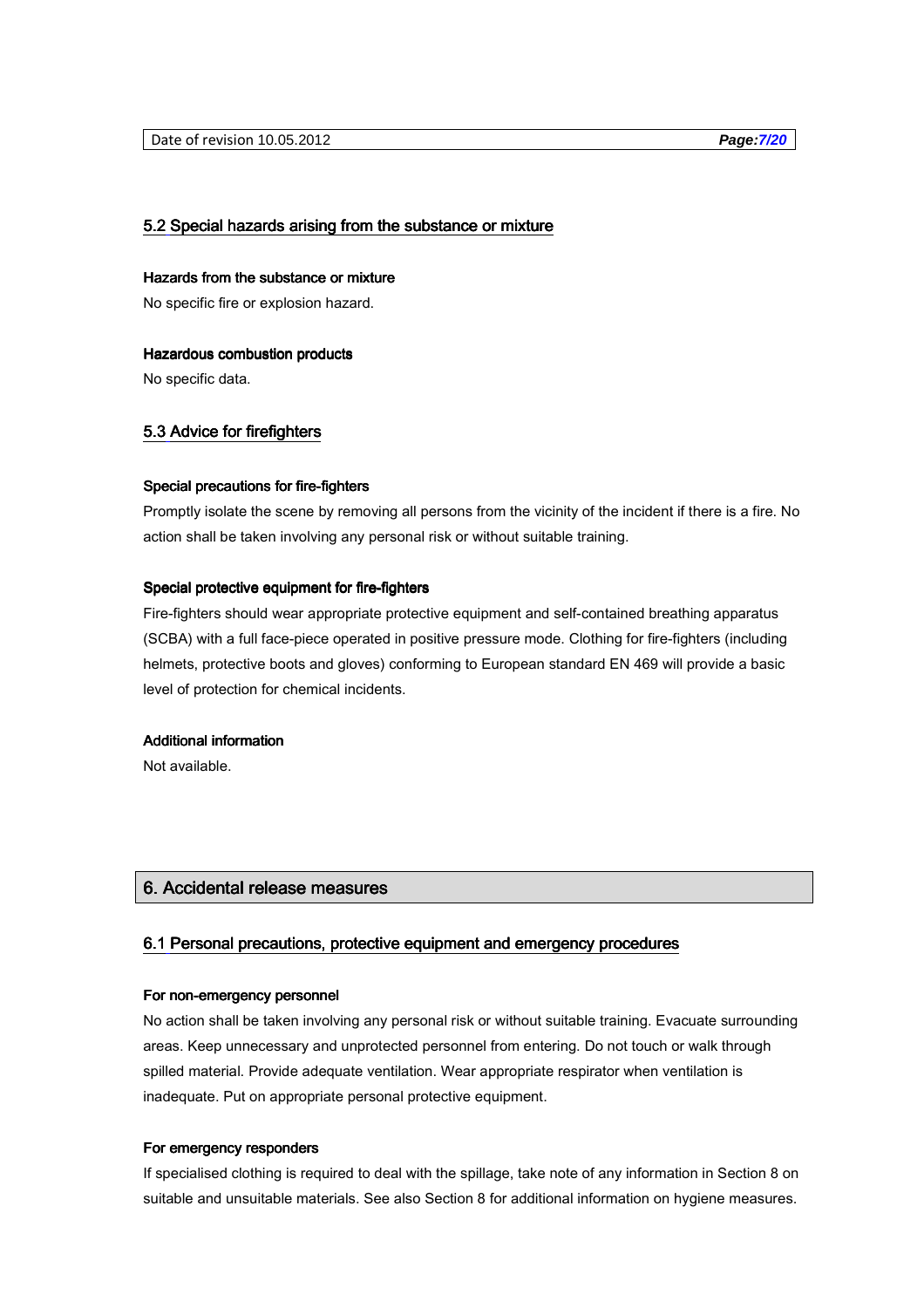## 5.2 Special hazards arising from the substance or mixture

**Hazards from the substance or mixture**

No specific fire or explosion hazard.

**Hazardous combustion products**

No specific data.

## 5.3 Advice for firefighters

**Special precautions for fire-fighters**

Promptly isolate the scene by removing all persons from the vicinity of the incident if there is a fire. No action shall be taken involving any personal risk or without suitable training.

**Special protective equipment for fire-fighters**

Fire-fighters should wear appropriate protective equipment and self-contained breathing apparatus (SCBA) with a full face-piece operated in positive pressure mode. Clothing for fire-fighters (including helmets, protective boots and gloves) conforming to European standard EN 469 will provide a basic level of protection for chemical incidents.

**Additional information**

Not available.

# 6. Accidental release measures

## 6.1 Personal precautions, protective equipment and emergency procedures

**For non-emergency personnel**

No action shall be taken involving any personal risk or without suitable training. Evacuate surrounding areas. Keep unnecessary and unprotected personnel from entering. Do not touch or walk through spilled material. Provide adequate ventilation. Wear appropriate respirator when ventilation is inadequate. Put on appropriate personal protective equipment.

**For emergency responders**

If specialised clothing is required to deal with the spillage, take note of any information in Section 8 on suitable and unsuitable materials. See also Section 8 for additional information on hygiene measures.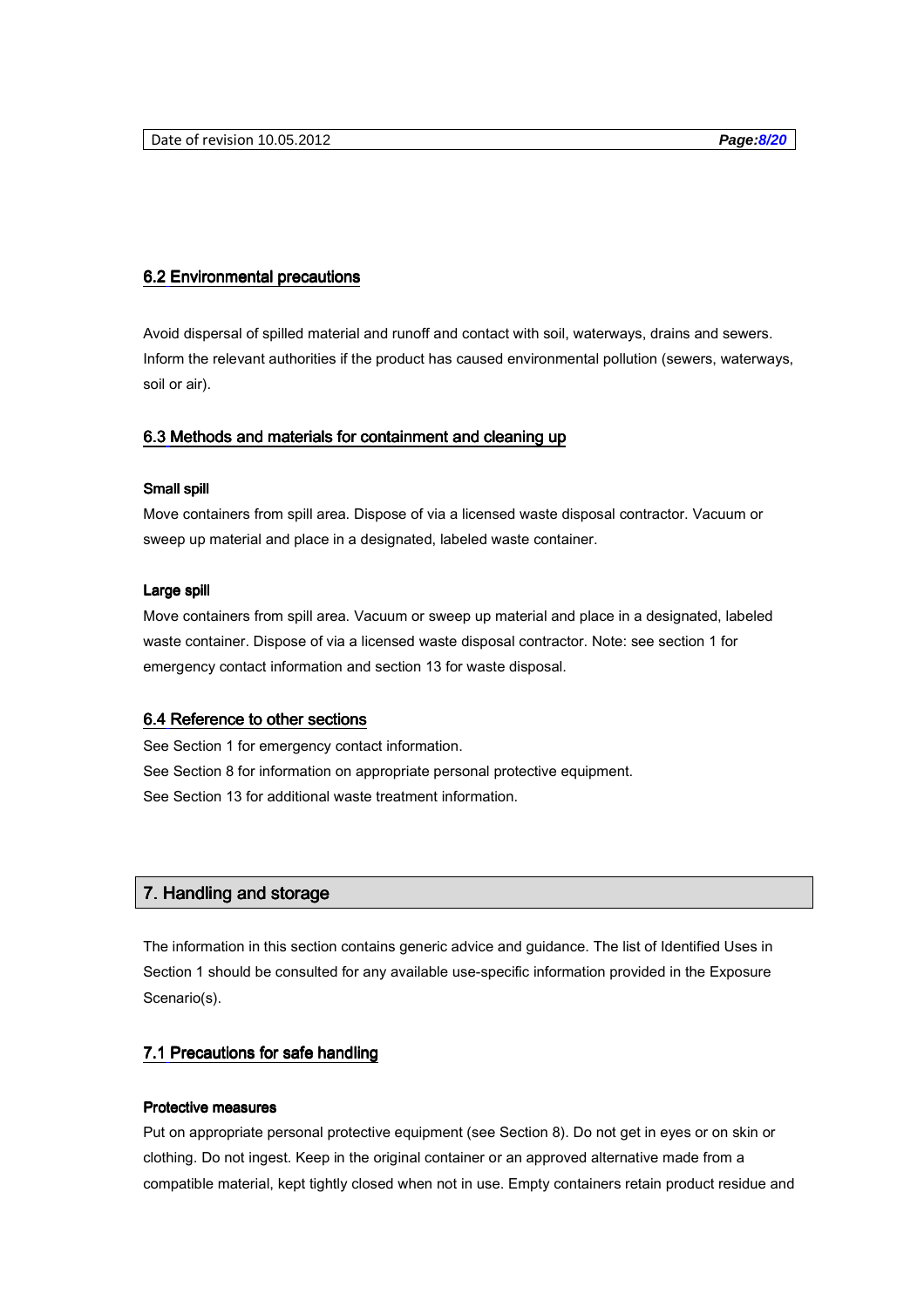### 6.2 Environmental precautions

Avoid dispersal of spilled material and runoff and contact with soil, waterways, drains and sewers. Inform the relevant authorities if the product has caused environmental pollution (sewers, waterways, soil or air).

### 6.3 Methods and materials for containment and cleaning up

**Small spill**

Move containers from spill area. Dispose of via a licensed waste disposal contractor. Vacuum or sweep up material and place in a designated, labeled waste container.

**Large spill**

Move containers from spill area. Vacuum or sweep up material and place in a designated, labeled waste container. Dispose of via a licensed waste disposal contractor. Note: see section 1 for emergency contact information and section 13 for waste disposal.

### 6.4 Reference to other sections

See Section 1 for emergency contact information.
See Section 8 for information on appropriate personal protective equipment.
See Section 13 for additional waste treatment information.

## 7. Handling and storage

The information in this section contains generic advice and guidance. The list of Identified Uses in Section 1 should be consulted for any available use-specific information provided in the Exposure Scenario(s).

### 7.1 Precautions for safe handling

**Protective measures**

Put on appropriate personal protective equipment (see Section 8). Do not get in eyes or on skin or clothing. Do not ingest. Keep in the original container or an approved alternative made from a compatible material, kept tightly closed when not in use. Empty containers retain product residue and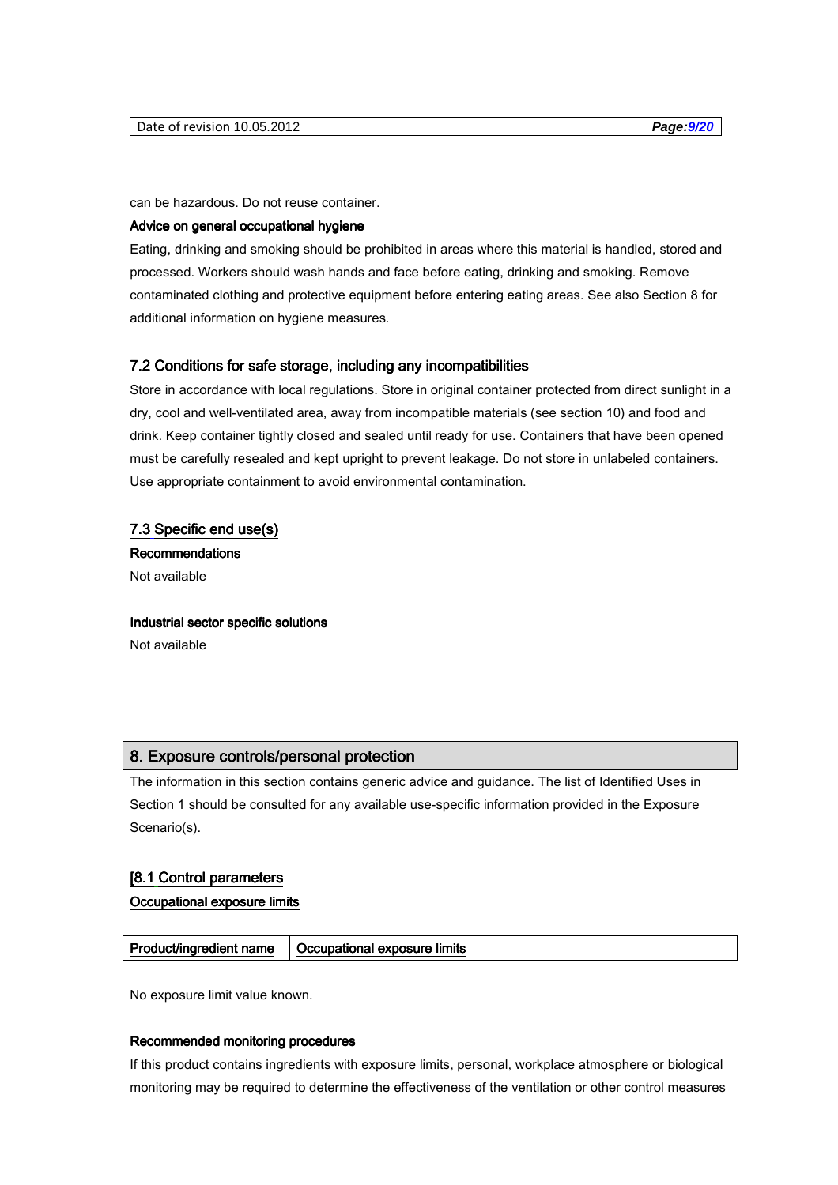can be hazardous. Do not reuse container.

**Advice on general occupational hygiene**

Eating, drinking and smoking should be prohibited in areas where this material is handled, stored and processed. Workers should wash hands and face before eating, drinking and smoking. Remove contaminated clothing and protective equipment before entering eating areas. See also Section 8 for additional information on hygiene measures.

### 7.2 Conditions for safe storage, including any incompatibilities

Store in accordance with local regulations. Store in original container protected from direct sunlight in a dry, cool and well-ventilated area, away from incompatible materials (see section 10) and food and drink. Keep container tightly closed and sealed until ready for use. Containers that have been opened must be carefully resealed and kept upright to prevent leakage. Do not store in unlabeled containers. Use appropriate containment to avoid environmental contamination.

### 7.3 Specific end use(s)

**Recommendations**

Not available

**Industrial sector specific solutions**

Not available

## 8. Exposure controls/personal protection

The information in this section contains generic advice and guidance. The list of Identified Uses in Section 1 should be consulted for any available use-specific information provided in the Exposure Scenario(s).

### [8.1 Control parameters

**Occupational exposure limits**

| Product/ingredient name | Occupational exposure limits |
| --- | --- |

No exposure limit value known.

**Recommended monitoring procedures**

If this product contains ingredients with exposure limits, personal, workplace atmosphere or biological monitoring may be required to determine the effectiveness of the ventilation or other control measures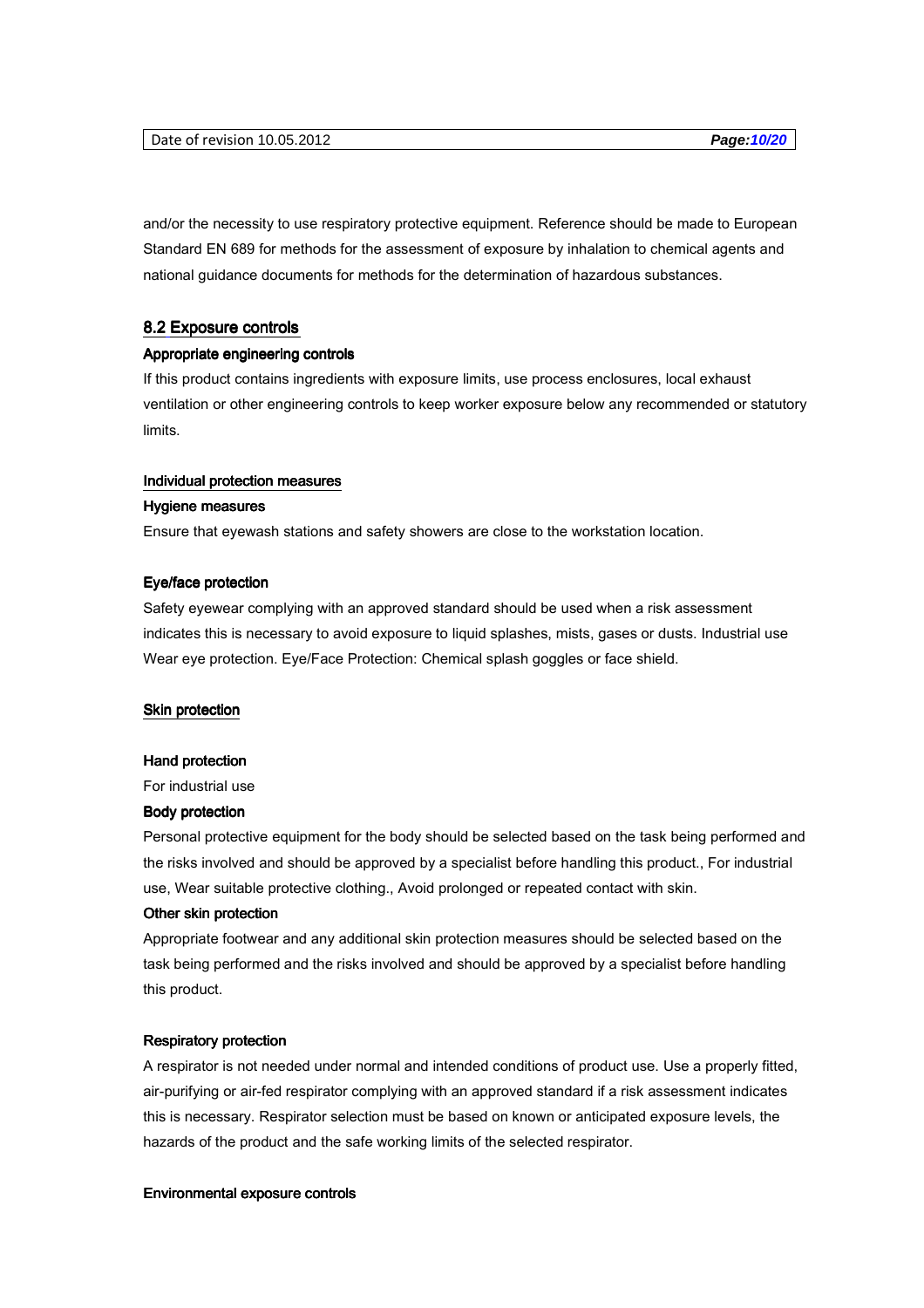and/or the necessity to use respiratory protective equipment. Reference should be made to European Standard EN 689 for methods for the assessment of exposure by inhalation to chemical agents and national guidance documents for methods for the determination of hazardous substances.

## 8.2 Exposure controls

**Appropriate engineering controls**

If this product contains ingredients with exposure limits, use process enclosures, local exhaust ventilation or other engineering controls to keep worker exposure below any recommended or statutory limits.

### Individual protection measures

**Hygiene measures**

Ensure that eyewash stations and safety showers are close to the workstation location.

**Eye/face protection**

Safety eyewear complying with an approved standard should be used when a risk assessment indicates this is necessary to avoid exposure to liquid splashes, mists, gases or dusts. Industrial use Wear eye protection. Eye/Face Protection: Chemical splash goggles or face shield.

### Skin protection

**Hand protection**

For industrial use

**Body protection**

Personal protective equipment for the body should be selected based on the task being performed and the risks involved and should be approved by a specialist before handling this product., For industrial use, Wear suitable protective clothing., Avoid prolonged or repeated contact with skin.

**Other skin protection**

Appropriate footwear and any additional skin protection measures should be selected based on the task being performed and the risks involved and should be approved by a specialist before handling this product.

**Respiratory protection**

A respirator is not needed under normal and intended conditions of product use. Use a properly fitted, air-purifying or air-fed respirator complying with an approved standard if a risk assessment indicates this is necessary. Respirator selection must be based on known or anticipated exposure levels, the hazards of the product and the safe working limits of the selected respirator.

**Environmental exposure controls**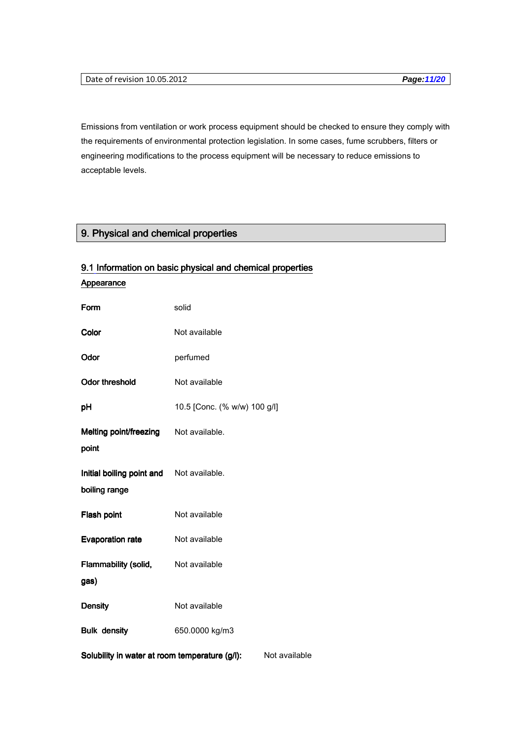Emissions from ventilation or work process equipment should be checked to ensure they comply with the requirements of environmental protection legislation. In some cases, fume scrubbers, filters or engineering modifications to the process equipment will be necessary to reduce emissions to acceptable levels.

## 9. Physical and chemical properties

### 9.1 Information on basic physical and chemical properties

**Appearance**

| | |
|---|---|
| **Form** | solid |
| **Color** | Not available |
| **Odor** | perfumed |
| **Odor threshold** | Not available |
| **pH** | 10.5 [Conc. (% w/w) 100 g/l] |
| **Melting point/freezing point** | Not available. |
| **Initial boiling point and boiling range** | Not available. |
| **Flash point** | Not available |
| **Evaporation rate** | Not available |
| **Flammability (solid, gas)** | Not available |
| **Density** | Not available |
| **Bulk density** | 650.0000 kg/m3 |

**Solubility in water at room temperature (g/l):** Not available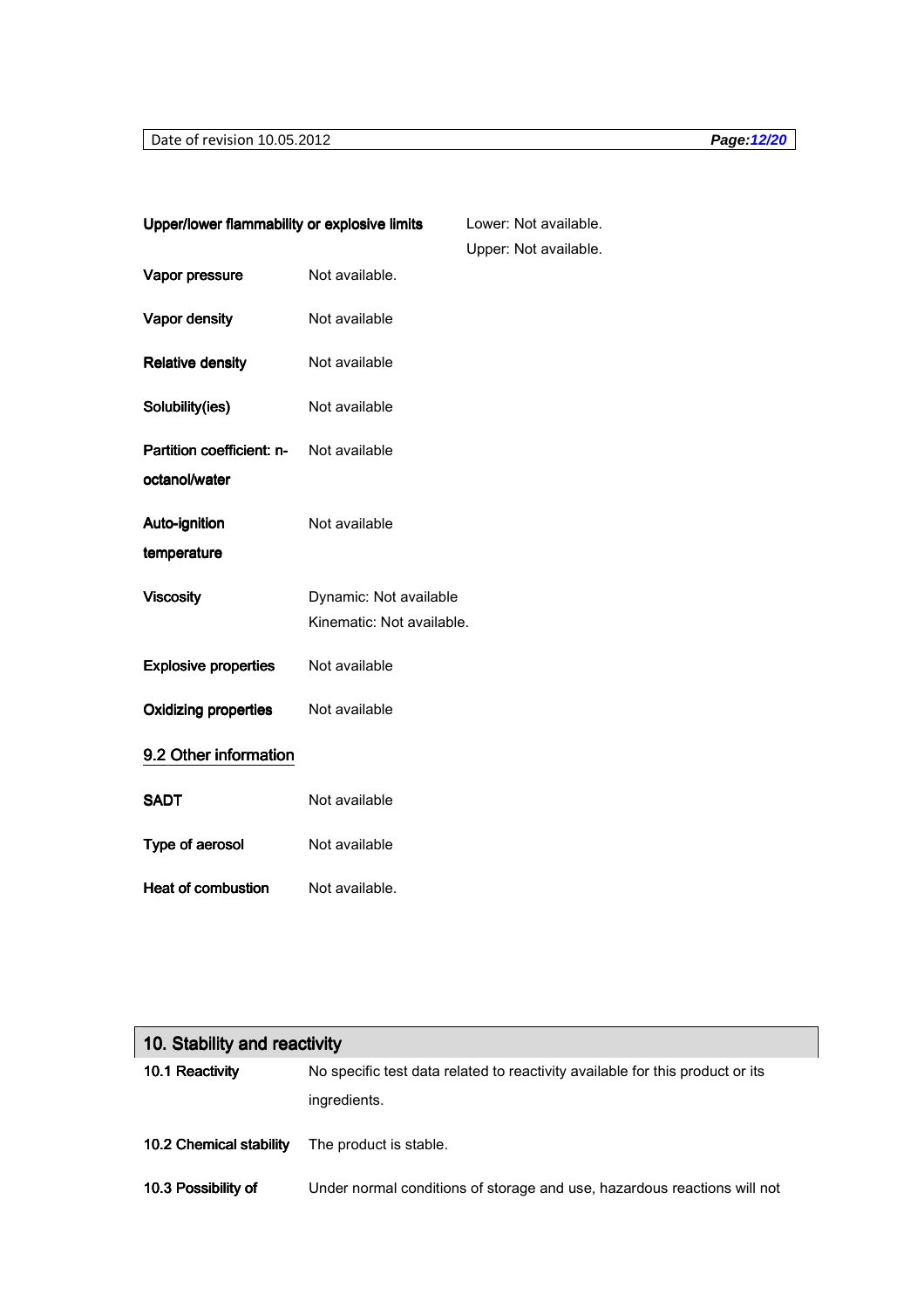| | |
|---|---|
| **Upper/lower flammability or explosive limits** | Lower: Not available.<br>Upper: Not available. |
| **Vapor pressure** | Not available. |
| **Vapor density** | Not available |
| **Relative density** | Not available |
| **Solubility(ies)** | Not available |
| **Partition coefficient: n-octanol/water** | Not available |
| **Auto-ignition temperature** | Not available |
| **Viscosity** | Dynamic: Not available<br>Kinematic: Not available. |
| **Explosive properties** | Not available |
| **Oxidizing properties** | Not available |

### 9.2 Other information

| | |
|---|---|
| **SADT** | Not available |
| **Type of aerosol** | Not available |
| **Heat of combustion** | Not available. |

## 10. Stability and reactivity

| | |
|---|---|
| **10.1 Reactivity** | No specific test data related to reactivity available for this product or its ingredients. |
| **10.2 Chemical stability** | The product is stable. |
| **10.3 Possibility of** | Under normal conditions of storage and use, hazardous reactions will not |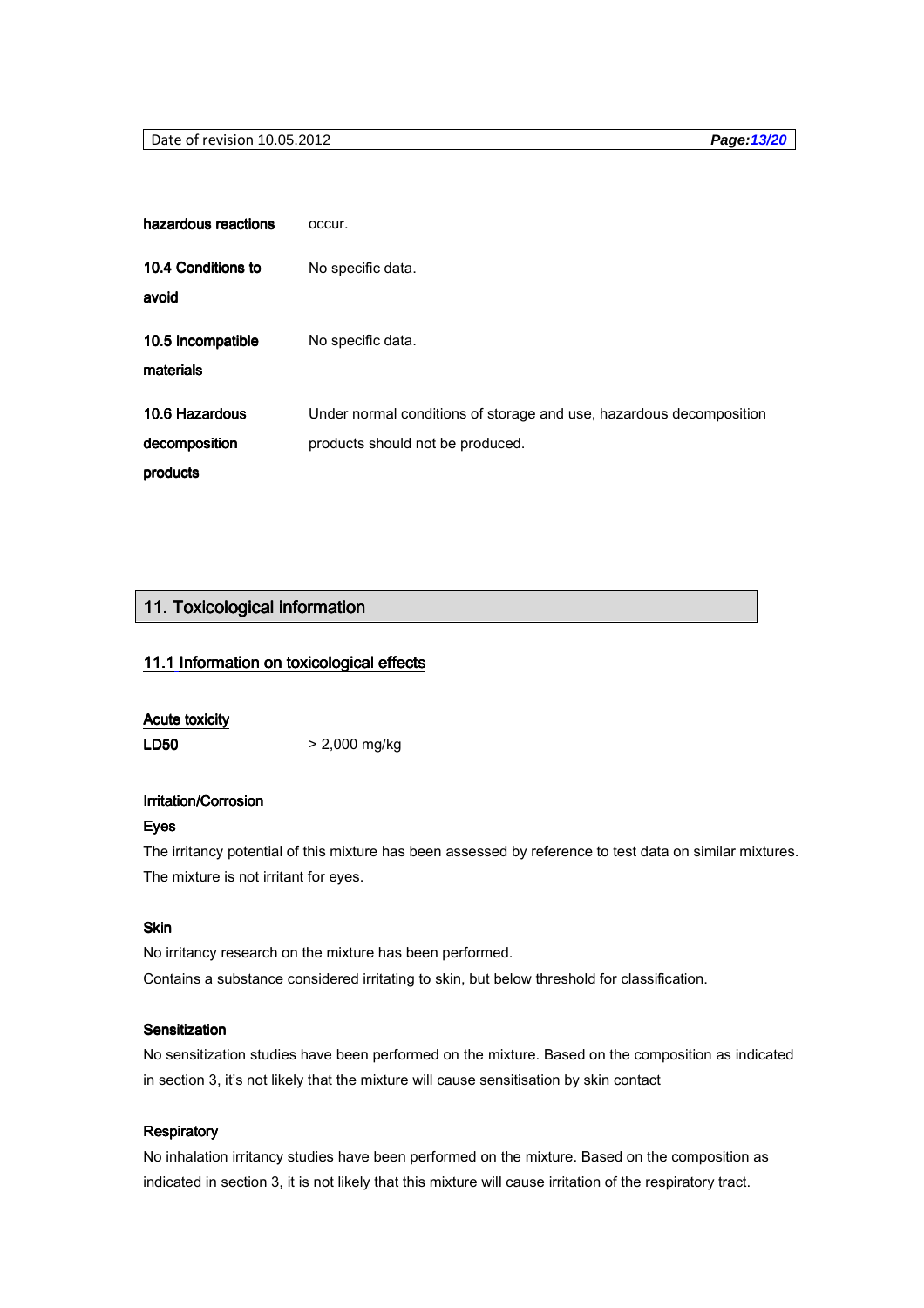| | |
|---|---|
| **hazardous reactions** | occur. |
| **10.4 Conditions to avoid** | No specific data. |
| **10.5 Incompatible materials** | No specific data. |
| **10.6 Hazardous decomposition products** | Under normal conditions of storage and use, hazardous decomposition products should not be produced. |

## 11. Toxicological information

### 11.1 Information on toxicological effects

**Acute toxicity**

**LD50** > 2,000 mg/kg

**Irritation/Corrosion**

**Eyes**

The irritancy potential of this mixture has been assessed by reference to test data on similar mixtures. The mixture is not irritant for eyes.

**Skin**

No irritancy research on the mixture has been performed.
Contains a substance considered irritating to skin, but below threshold for classification.

**Sensitization**

No sensitization studies have been performed on the mixture. Based on the composition as indicated in section 3, it's not likely that the mixture will cause sensitisation by skin contact

**Respiratory**

No inhalation irritancy studies have been performed on the mixture. Based on the composition as indicated in section 3, it is not likely that this mixture will cause irritation of the respiratory tract.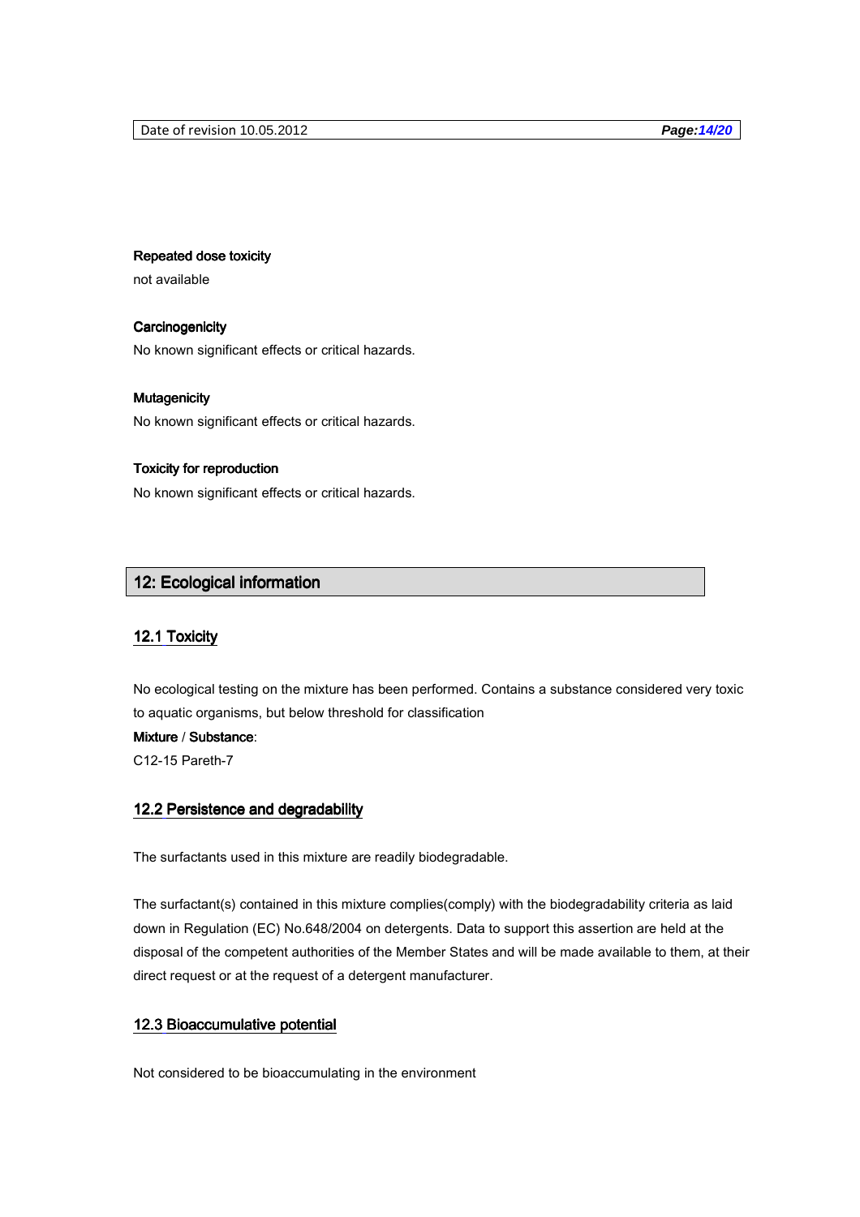**Repeated dose toxicity**

not available

**Carcinogenicity**

No known significant effects or critical hazards.

**Mutagenicity**

No known significant effects or critical hazards.

**Toxicity for reproduction**

No known significant effects or critical hazards.

## 12: Ecological information

### 12.1 Toxicity

No ecological testing on the mixture has been performed. Contains a substance considered very toxic to aquatic organisms, but below threshold for classification

**Mixture / Substance**:

C12-15 Pareth-7

### 12.2 Persistence and degradability

The surfactants used in this mixture are readily biodegradable.

The surfactant(s) contained in this mixture complies(comply) with the biodegradability criteria as laid down in Regulation (EC) No.648/2004 on detergents. Data to support this assertion are held at the disposal of the competent authorities of the Member States and will be made available to them, at their direct request or at the request of a detergent manufacturer.

### 12.3 Bioaccumulative potential

Not considered to be bioaccumulating in the environment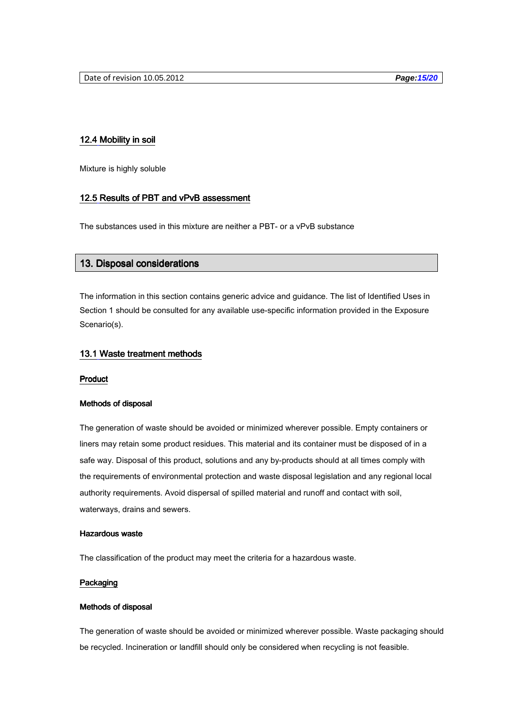### 12.4 Mobility in soil

Mixture is highly soluble

### 12.5 Results of PBT and vPvB assessment

The substances used in this mixture are neither a PBT- or a vPvB substance

## 13. Disposal considerations

The information in this section contains generic advice and guidance. The list of Identified Uses in Section 1 should be consulted for any available use-specific information provided in the Exposure Scenario(s).

### 13.1 Waste treatment methods

#### Product

**Methods of disposal**

The generation of waste should be avoided or minimized wherever possible. Empty containers or liners may retain some product residues. This material and its container must be disposed of in a safe way. Disposal of this product, solutions and any by-products should at all times comply with the requirements of environmental protection and waste disposal legislation and any regional local authority requirements. Avoid dispersal of spilled material and runoff and contact with soil, waterways, drains and sewers.

**Hazardous waste**

The classification of the product may meet the criteria for a hazardous waste.

#### Packaging

**Methods of disposal**

The generation of waste should be avoided or minimized wherever possible. Waste packaging should be recycled. Incineration or landfill should only be considered when recycling is not feasible.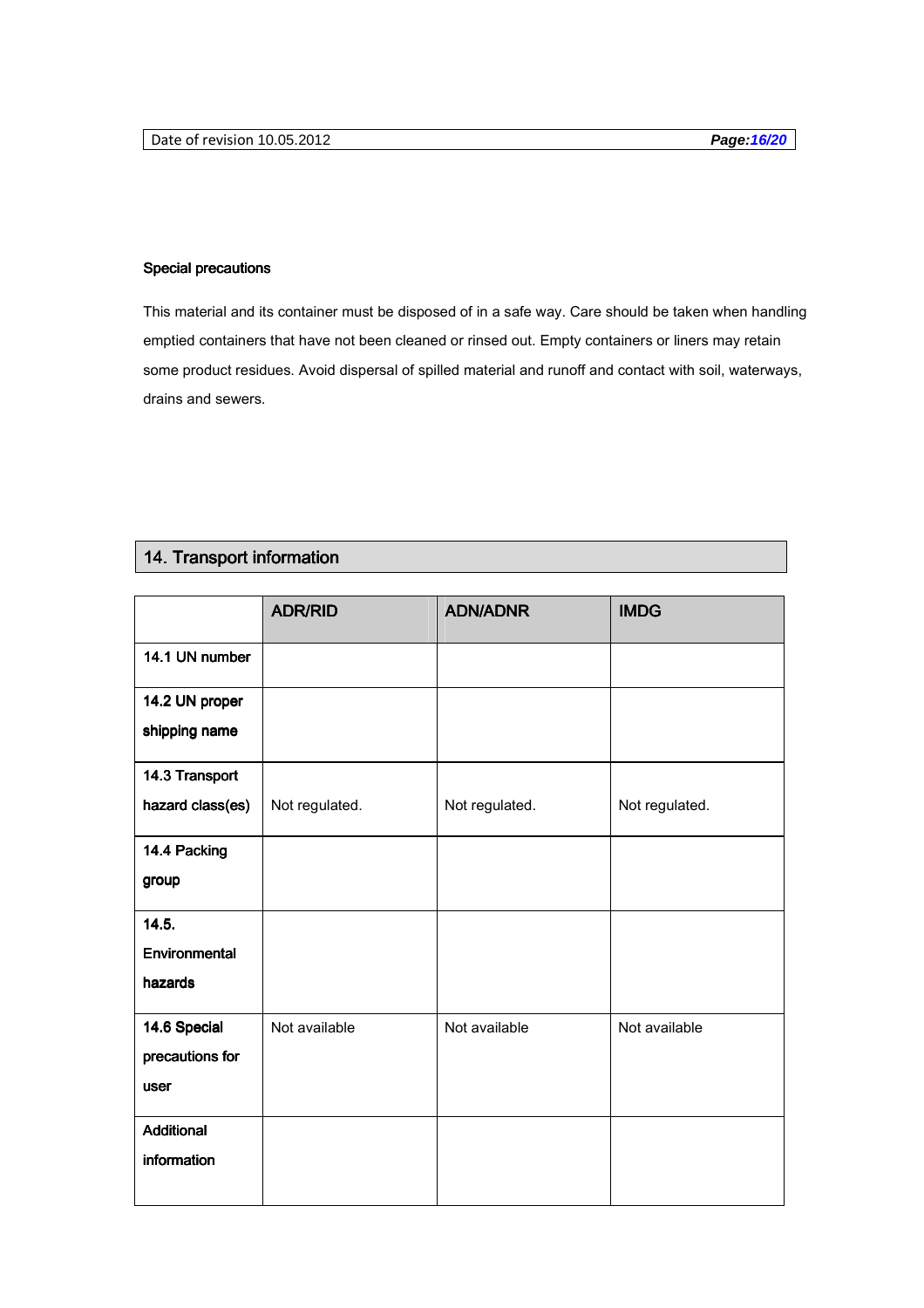**Special precautions**

This material and its container must be disposed of in a safe way. Care should be taken when handling emptied containers that have not been cleaned or rinsed out. Empty containers or liners may retain some product residues. Avoid dispersal of spilled material and runoff and contact with soil, waterways, drains and sewers.

## 14. Transport information

| | ADR/RID | ADN/ADNR | IMDG |
|---|---|---|---|
| **14.1 UN number** | | | |
| **14.2 UN proper shipping name** | | | |
| **14.3 Transport hazard class(es)** | Not regulated. | Not regulated. | Not regulated. |
| **14.4 Packing group** | | | |
| **14.5. Environmental hazards** | | | |
| **14.6 Special precautions for user** | Not available | Not available | Not available |
| **Additional information** | | | |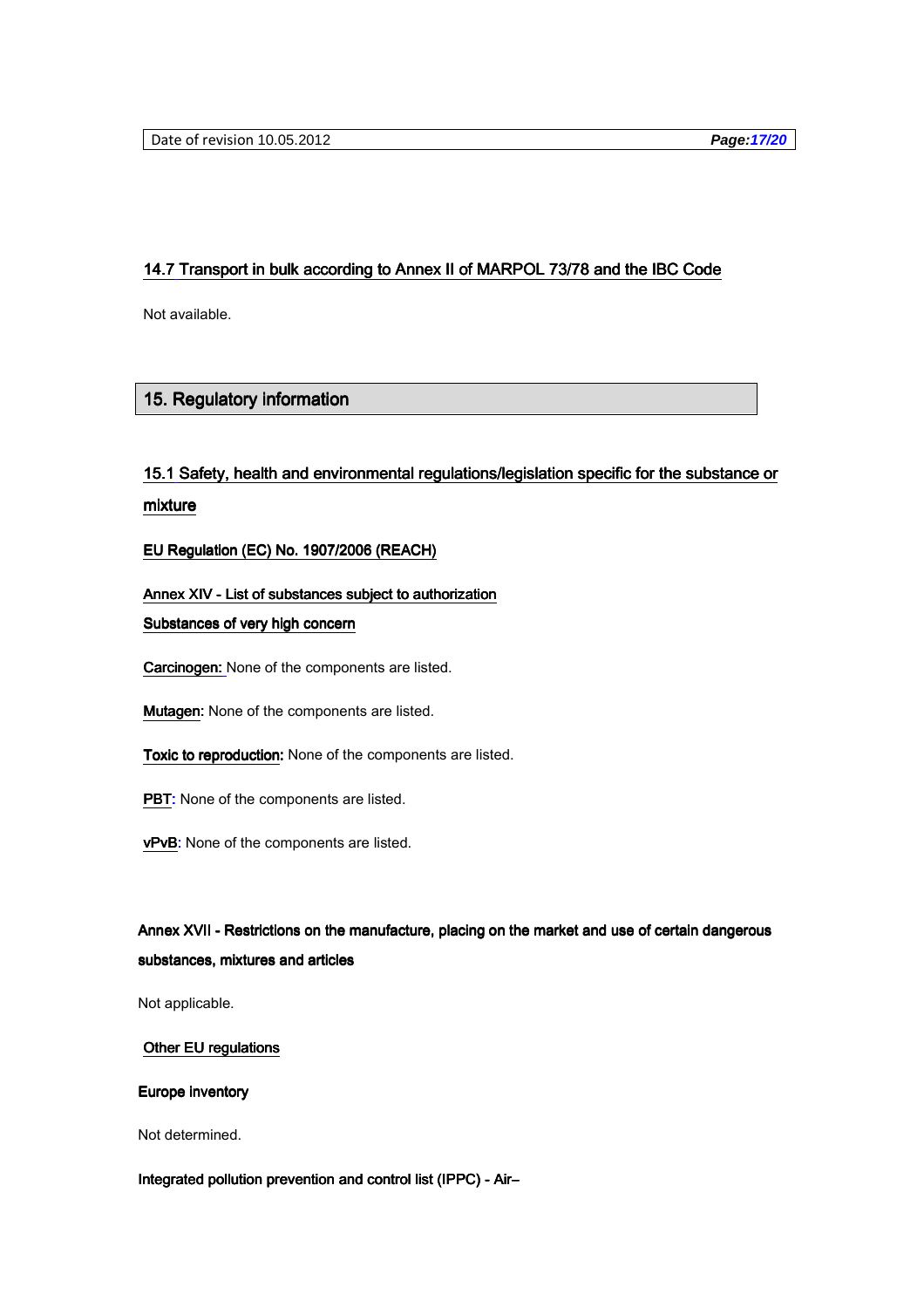### 14.7 Transport in bulk according to Annex II of MARPOL 73/78 and the IBC Code

Not available.

## 15. Regulatory information

### 15.1 Safety, health and environmental regulations/legislation specific for the substance or mixture

**EU Regulation (EC) No. 1907/2006 (REACH)**

**Annex XIV - List of substances subject to authorization**

**Substances of very high concern**

**Carcinogen:** None of the components are listed.

**Mutagen:** None of the components are listed.

**Toxic to reproduction:** None of the components are listed.

**PBT:** None of the components are listed.

**vPvB:** None of the components are listed.

**Annex XVII - Restrictions on the manufacture, placing on the market and use of certain dangerous substances, mixtures and articles**

Not applicable.

**Other EU regulations**

**Europe inventory**

Not determined.

**Integrated pollution prevention and control list (IPPC) - Air–**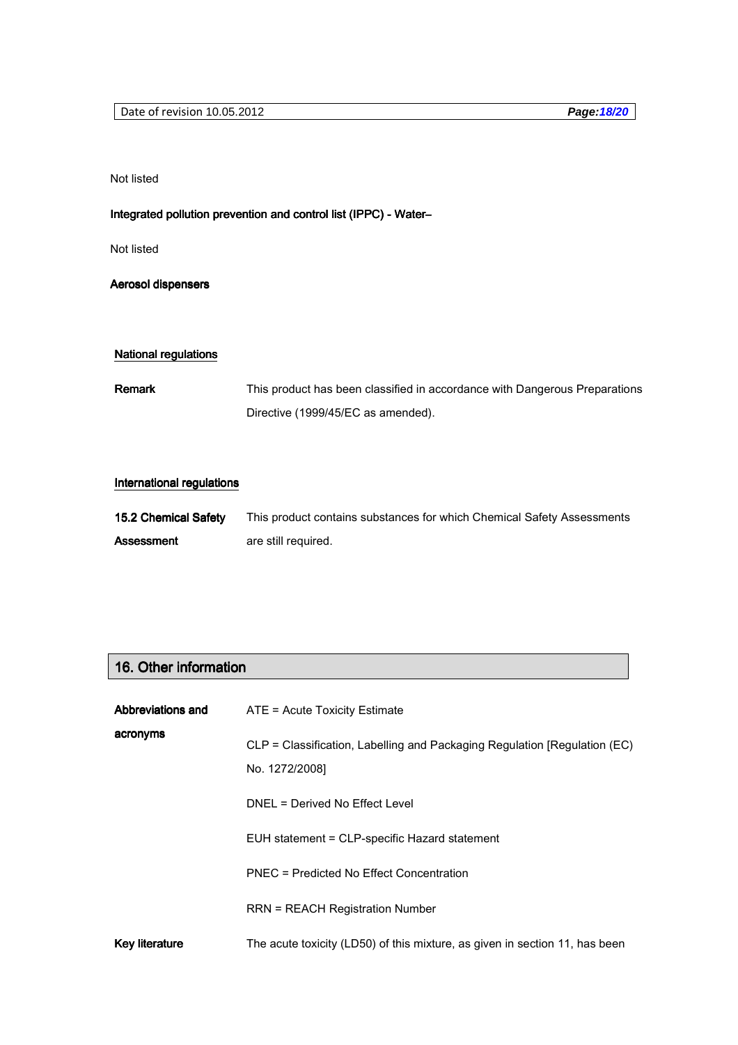Not listed

**Integrated pollution prevention and control list (IPPC) - Water–**

Not listed

**Aerosol dispensers**

**National regulations**

| | |
|---|---|
| **Remark** | This product has been classified in accordance with Dangerous Preparations Directive (1999/45/EC as amended). |

**International regulations**

| | |
|---|---|
| **15.2 Chemical Safety Assessment** | This product contains substances for which Chemical Safety Assessments are still required. |

## 16. Other information

| | |
|---|---|
| **Abbreviations and acronyms** | ATE = Acute Toxicity Estimate |
| | CLP = Classification, Labelling and Packaging Regulation [Regulation (EC) No. 1272/2008] |
| | DNEL = Derived No Effect Level |
| | EUH statement = CLP-specific Hazard statement |
| | PNEC = Predicted No Effect Concentration |
| | RRN = REACH Registration Number |
| **Key literature** | The acute toxicity (LD50) of this mixture, as given in section 11, has been |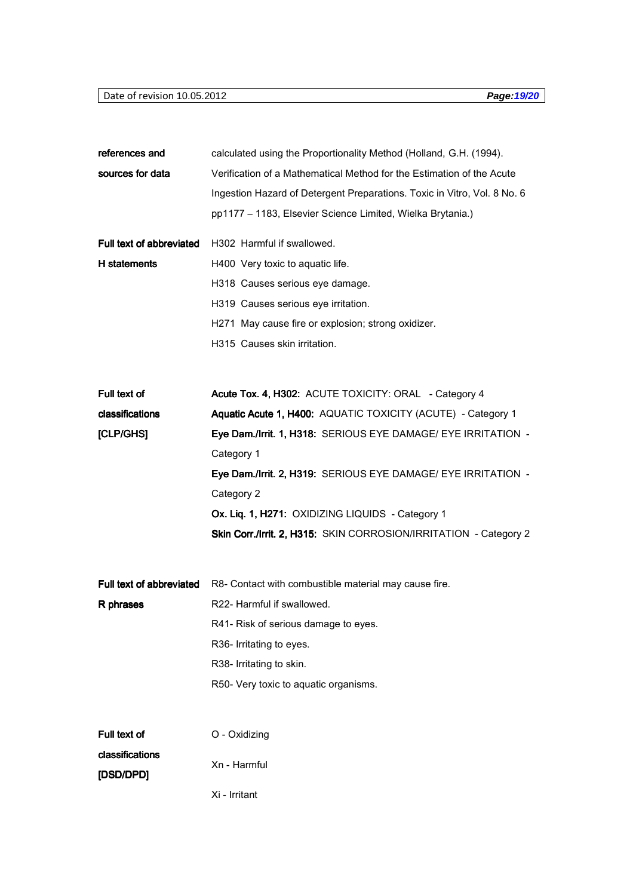**references and sources for data**

calculated using the Proportionality Method (Holland, G.H. (1994). Verification of a Mathematical Method for the Estimation of the Acute Ingestion Hazard of Detergent Preparations. Toxic in Vitro, Vol. 8 No. 6 pp1177 – 1183, Elsevier Science Limited, Wielka Brytania.)

**Full text of abbreviated H statements**

H302 Harmful if swallowed.
H400 Very toxic to aquatic life.
H318 Causes serious eye damage.
H319 Causes serious eye irritation.
H271 May cause fire or explosion; strong oxidizer.
H315 Causes skin irritation.

**Full text of classifications [CLP/GHS]**

**Acute Tox. 4, H302:** ACUTE TOXICITY: ORAL - Category 4
**Aquatic Acute 1, H400:** AQUATIC TOXICITY (ACUTE) - Category 1
**Eye Dam./Irrit. 1, H318:** SERIOUS EYE DAMAGE/ EYE IRRITATION - Category 1
**Eye Dam./Irrit. 2, H319:** SERIOUS EYE DAMAGE/ EYE IRRITATION - Category 2
**Ox. Liq. 1, H271:** OXIDIZING LIQUIDS - Category 1
**Skin Corr./Irrit. 2, H315:** SKIN CORROSION/IRRITATION - Category 2

**Full text of abbreviated R phrases**

R8- Contact with combustible material may cause fire.
R22- Harmful if swallowed.
R41- Risk of serious damage to eyes.
R36- Irritating to eyes.
R38- Irritating to skin.
R50- Very toxic to aquatic organisms.

**Full text of classifications [DSD/DPD]**

O - Oxidizing

Xn - Harmful

Xi - Irritant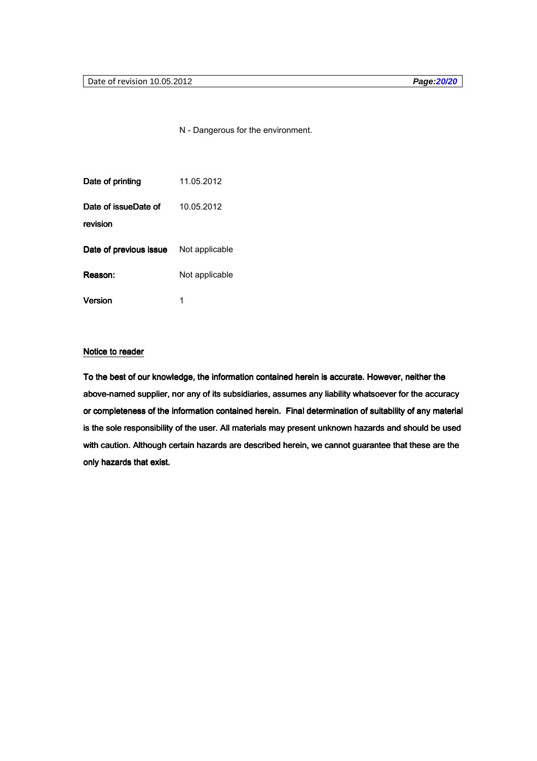N - Dangerous for the environment.

| | |
|---|---|
| **Date of printing** | 11.05.2012 |
| **Date of issueDate of revision** | 10.05.2012 |
| **Date of previous issue** | Not applicable |
| **Reason:** | Not applicable |
| **Version** | 1 |

**Notice to reader**

**To the best of our knowledge, the information contained herein is accurate. However, neither the above-named supplier, nor any of its subsidiaries, assumes any liability whatsoever for the accuracy or completeness of the information contained herein. Final determination of suitability of any material is the sole responsibility of the user. All materials may present unknown hazards and should be used with caution. Although certain hazards are described herein, we cannot guarantee that these are the only hazards that exist.**